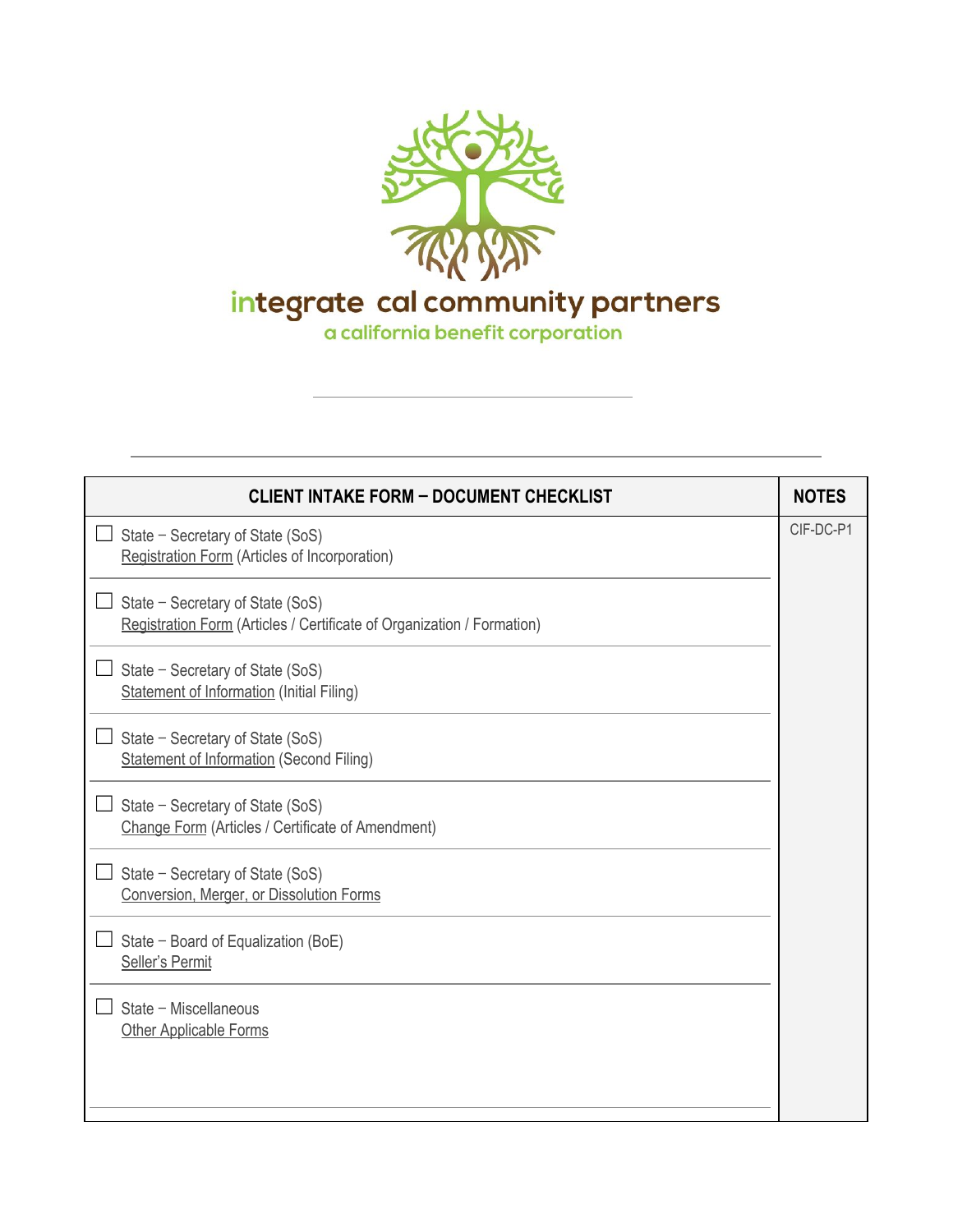integrate cal community partners

a california benefit corporation

| CLIENT INTAKE FORM – DOCUMENT CHECKLIST | NOTES |
|---|---|
| ☐ State – Secretary of State (SoS)<br>Registration Form (Articles of Incorporation) | CIF-DC-P1 |
| ☐ State – Secretary of State (SoS)<br>Registration Form (Articles / Certificate of Organization / Formation) | |
| ☐ State – Secretary of State (SoS)<br>Statement of Information (Initial Filing) | |
| ☐ State – Secretary of State (SoS)<br>Statement of Information (Second Filing) | |
| ☐ State – Secretary of State (SoS)<br>Change Form (Articles / Certificate of Amendment) | |
| ☐ State – Secretary of State (SoS)<br>Conversion, Merger, or Dissolution Forms | |
| ☐ State – Board of Equalization (BoE)<br>Seller's Permit | |
| ☐ State – Miscellaneous<br>Other Applicable Forms | |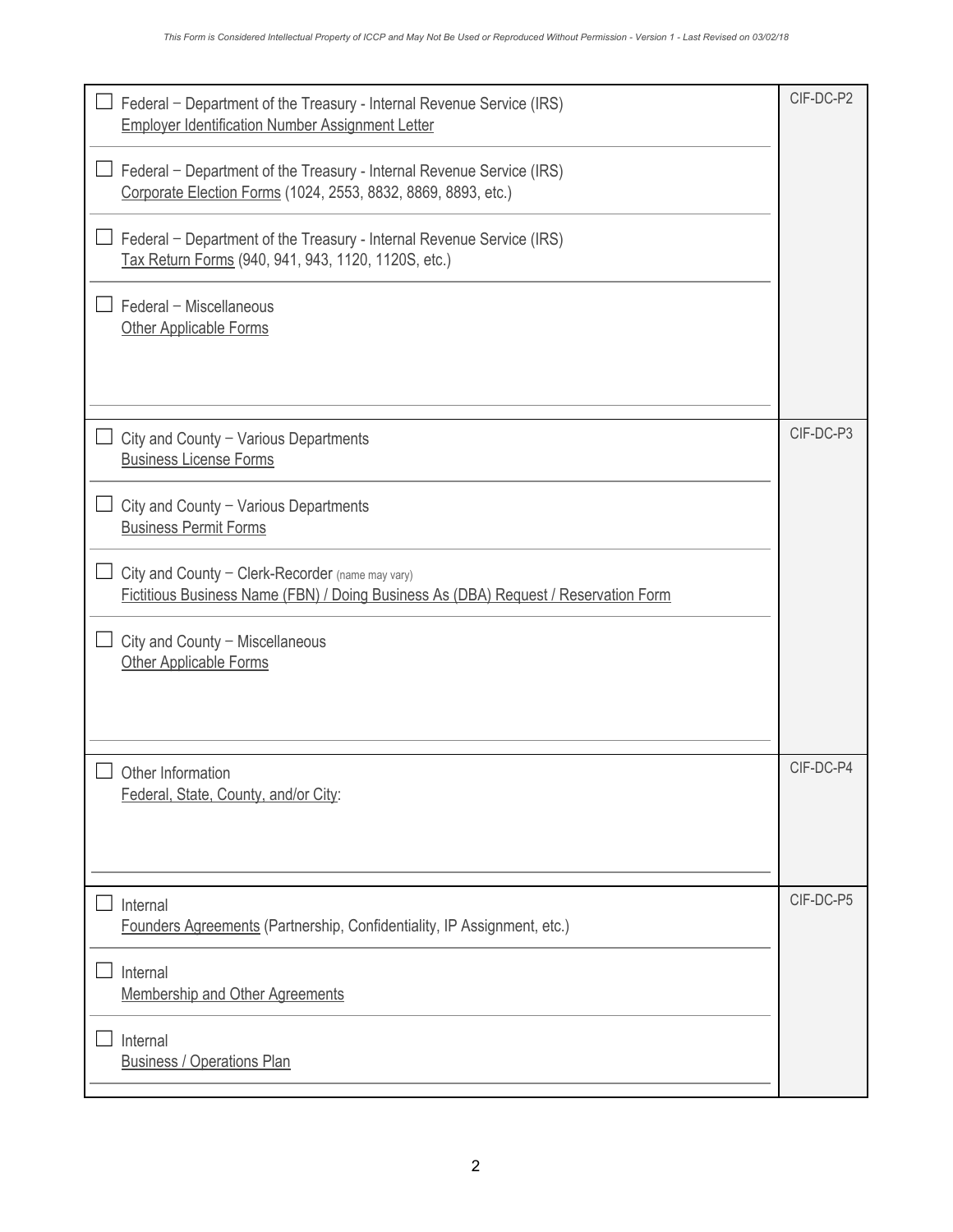| | |
|---|---|
| ☐ Federal – Department of the Treasury - Internal Revenue Service (IRS)<br>Employer Identification Number Assignment Letter<br><br>☐ Federal – Department of the Treasury - Internal Revenue Service (IRS)<br>Corporate Election Forms (1024, 2553, 8832, 8869, 8893, etc.)<br><br>☐ Federal – Department of the Treasury - Internal Revenue Service (IRS)<br>Tax Return Forms (940, 941, 943, 1120, 1120S, etc.)<br><br>☐ Federal – Miscellaneous<br>Other Applicable Forms | CIF-DC-P2 |
| ☐ City and County – Various Departments<br>Business License Forms<br><br>☐ City and County – Various Departments<br>Business Permit Forms<br><br>☐ City and County – Clerk-Recorder (name may vary)<br>Fictitious Business Name (FBN) / Doing Business As (DBA) Request / Reservation Form<br><br>☐ City and County – Miscellaneous<br>Other Applicable Forms | CIF-DC-P3 |
| ☐ Other Information<br>Federal, State, County, and/or City: | CIF-DC-P4 |
| ☐ Internal<br>Founders Agreements (Partnership, Confidentiality, IP Assignment, etc.)<br><br>☐ Internal<br>Membership and Other Agreements<br><br>☐ Internal<br>Business / Operations Plan | CIF-DC-P5 |